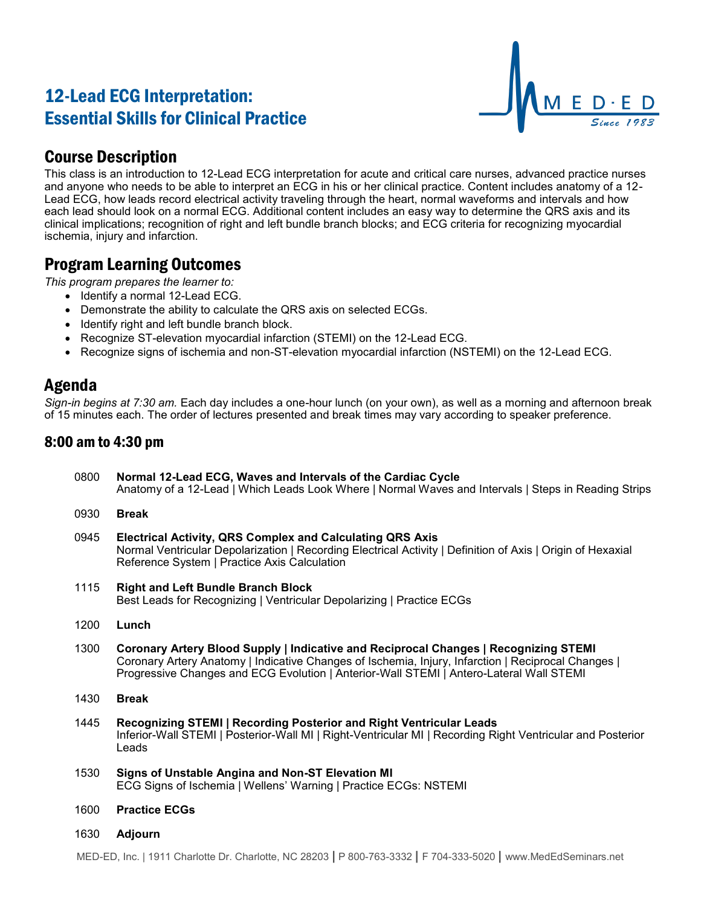# 12-Lead ECG Interpretation: Essential Skills for Clinical Practice

MED·ED
*Since 1983*

## Course Description

This class is an introduction to 12-Lead ECG interpretation for acute and critical care nurses, advanced practice nurses and anyone who needs to be able to interpret an ECG in his or her clinical practice. Content includes anatomy of a 12-Lead ECG, how leads record electrical activity traveling through the heart, normal waveforms and intervals and how each lead should look on a normal ECG. Additional content includes an easy way to determine the QRS axis and its clinical implications; recognition of right and left bundle branch blocks; and ECG criteria for recognizing myocardial ischemia, injury and infarction.

## Program Learning Outcomes

*This program prepares the learner to:*

- Identify a normal 12-Lead ECG.
- Demonstrate the ability to calculate the QRS axis on selected ECGs.
- Identify right and left bundle branch block.
- Recognize ST-elevation myocardial infarction (STEMI) on the 12-Lead ECG.
- Recognize signs of ischemia and non-ST-elevation myocardial infarction (NSTEMI) on the 12-Lead ECG.

## Agenda

*Sign-in begins at 7:30 am.* Each day includes a one-hour lunch (on your own), as well as a morning and afternoon break of 15 minutes each. The order of lectures presented and break times may vary according to speaker preference.

### 8:00 am to 4:30 pm

0800 **Normal 12-Lead ECG, Waves and Intervals of the Cardiac Cycle**
Anatomy of a 12-Lead | Which Leads Look Where | Normal Waves and Intervals | Steps in Reading Strips

0930 **Break**

0945 **Electrical Activity, QRS Complex and Calculating QRS Axis**
Normal Ventricular Depolarization | Recording Electrical Activity | Definition of Axis | Origin of Hexaxial Reference System | Practice Axis Calculation

1115 **Right and Left Bundle Branch Block**
Best Leads for Recognizing | Ventricular Depolarizing | Practice ECGs

1200 **Lunch**

1300 **Coronary Artery Blood Supply | Indicative and Reciprocal Changes | Recognizing STEMI**
Coronary Artery Anatomy | Indicative Changes of Ischemia, Injury, Infarction | Reciprocal Changes | Progressive Changes and ECG Evolution | Anterior-Wall STEMI | Antero-Lateral Wall STEMI

1430 **Break**

1445 **Recognizing STEMI | Recording Posterior and Right Ventricular Leads**
Inferior-Wall STEMI | Posterior-Wall MI | Right-Ventricular MI | Recording Right Ventricular and Posterior Leads

1530 **Signs of Unstable Angina and Non-ST Elevation MI**
ECG Signs of Ischemia | Wellens' Warning | Practice ECGs: NSTEMI

1600 **Practice ECGs**

1630 **Adjourn**

MED-ED, Inc. | 1911 Charlotte Dr. Charlotte, NC 28203 | P 800-763-3332 | F 704-333-5020 | www.MedEdSeminars.net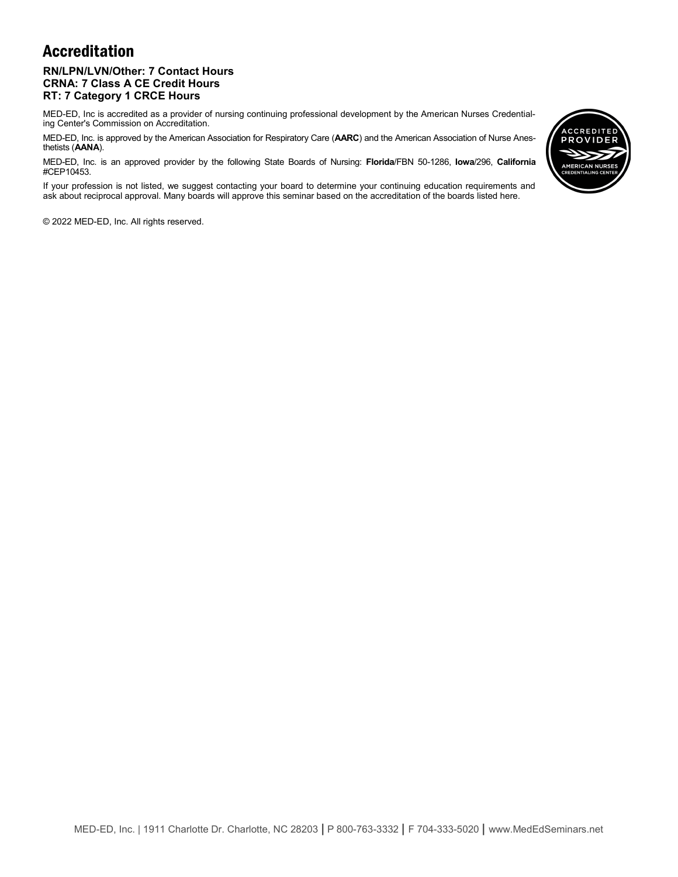## Accreditation

**RN/LPN/LVN/Other: 7 Contact Hours**
**CRNA: 7 Class A CE Credit Hours**
**RT: 7 Category 1 CRCE Hours**

MED-ED, Inc is accredited as a provider of nursing continuing professional development by the American Nurses Credentialing Center's Commission on Accreditation.

MED-ED, Inc. is approved by the American Association for Respiratory Care (**AARC**) and the American Association of Nurse Anesthetists (**AANA**).

MED-ED, Inc. is an approved provider by the following State Boards of Nursing: **Florida**/FBN 50-1286, **Iowa**/296, **California** #CEP10453.

If your profession is not listed, we suggest contacting your board to determine your continuing education requirements and ask about reciprocal approval. Many boards will approve this seminar based on the accreditation of the boards listed here.

© 2022 MED-ED, Inc. All rights reserved.

MED-ED, Inc. | 1911 Charlotte Dr. Charlotte, NC 28203 | P 800-763-3332 | F 704-333-5020 | www.MedEdSeminars.net